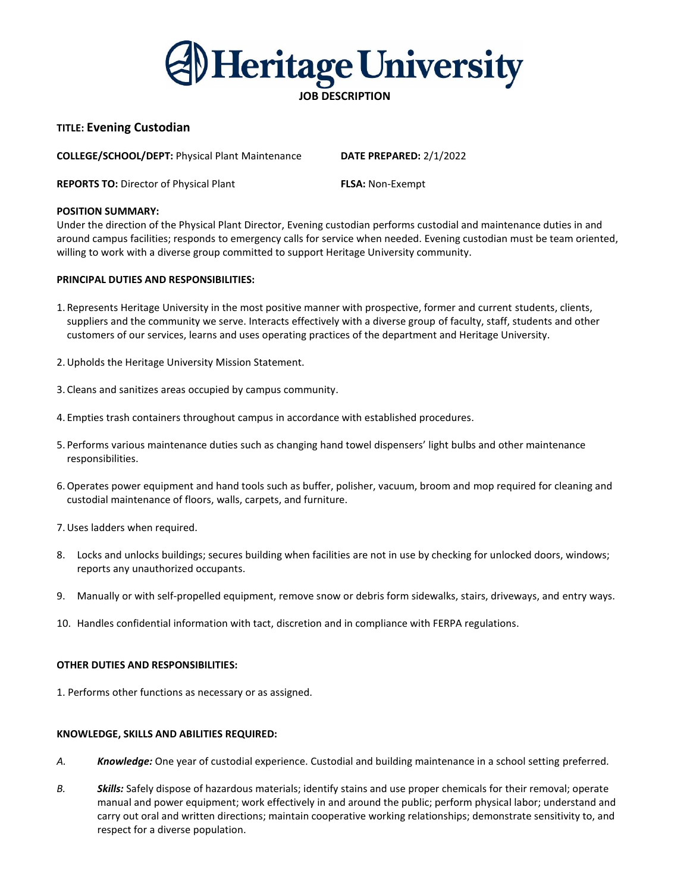# Heritage University

## JOB DESCRIPTION

**TITLE: Evening Custodian**

**COLLEGE/SCHOOL/DEPT:** Physical Plant Maintenance **DATE PREPARED:** 2/1/2022

**REPORTS TO:** Director of Physical Plant **FLSA:** Non-Exempt

**POSITION SUMMARY:**

Under the direction of the Physical Plant Director, Evening custodian performs custodial and maintenance duties in and around campus facilities; responds to emergency calls for service when needed. Evening custodian must be team oriented, willing to work with a diverse group committed to support Heritage University community.

**PRINCIPAL DUTIES AND RESPONSIBILITIES:**

1. Represents Heritage University in the most positive manner with prospective, former and current students, clients, suppliers and the community we serve. Interacts effectively with a diverse group of faculty, staff, students and other customers of our services, learns and uses operating practices of the department and Heritage University.
2. Upholds the Heritage University Mission Statement.
3. Cleans and sanitizes areas occupied by campus community.
4. Empties trash containers throughout campus in accordance with established procedures.
5. Performs various maintenance duties such as changing hand towel dispensers' light bulbs and other maintenance responsibilities.
6. Operates power equipment and hand tools such as buffer, polisher, vacuum, broom and mop required for cleaning and custodial maintenance of floors, walls, carpets, and furniture.
7. Uses ladders when required.
8. Locks and unlocks buildings; secures building when facilities are not in use by checking for unlocked doors, windows; reports any unauthorized occupants.
9. Manually or with self-propelled equipment, remove snow or debris form sidewalks, stairs, driveways, and entry ways.
10. Handles confidential information with tact, discretion and in compliance with FERPA regulations.

**OTHER DUTIES AND RESPONSIBILITIES:**

1. Performs other functions as necessary or as assigned.

**KNOWLEDGE, SKILLS AND ABILITIES REQUIRED:**

*A.* ***Knowledge:*** One year of custodial experience. Custodial and building maintenance in a school setting preferred.

*B.* ***Skills:*** Safely dispose of hazardous materials; identify stains and use proper chemicals for their removal; operate manual and power equipment; work effectively in and around the public; perform physical labor; understand and carry out oral and written directions; maintain cooperative working relationships; demonstrate sensitivity to, and respect for a diverse population.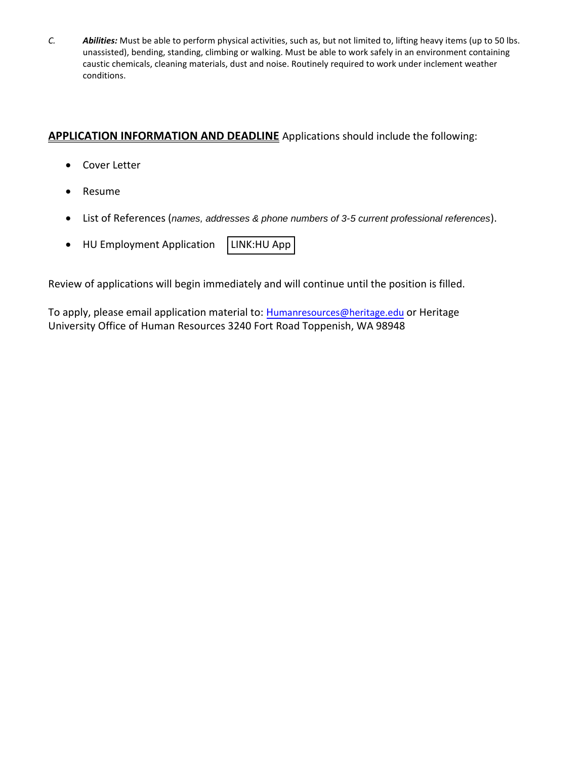C. ***Abilities:*** Must be able to perform physical activities, such as, but not limited to, lifting heavy items (up to 50 lbs. unassisted), bending, standing, climbing or walking. Must be able to work safely in an environment containing caustic chemicals, cleaning materials, dust and noise. Routinely required to work under inclement weather conditions.

**APPLICATION INFORMATION AND DEADLINE** Applications should include the following:

- Cover Letter
- Resume
- List of References (*names, addresses & phone numbers of 3-5 current professional references*).
- HU Employment Application LINK:HU App

Review of applications will begin immediately and will continue until the position is filled.

To apply, please email application material to: Humanresources@heritage.edu or Heritage University Office of Human Resources 3240 Fort Road Toppenish, WA 98948